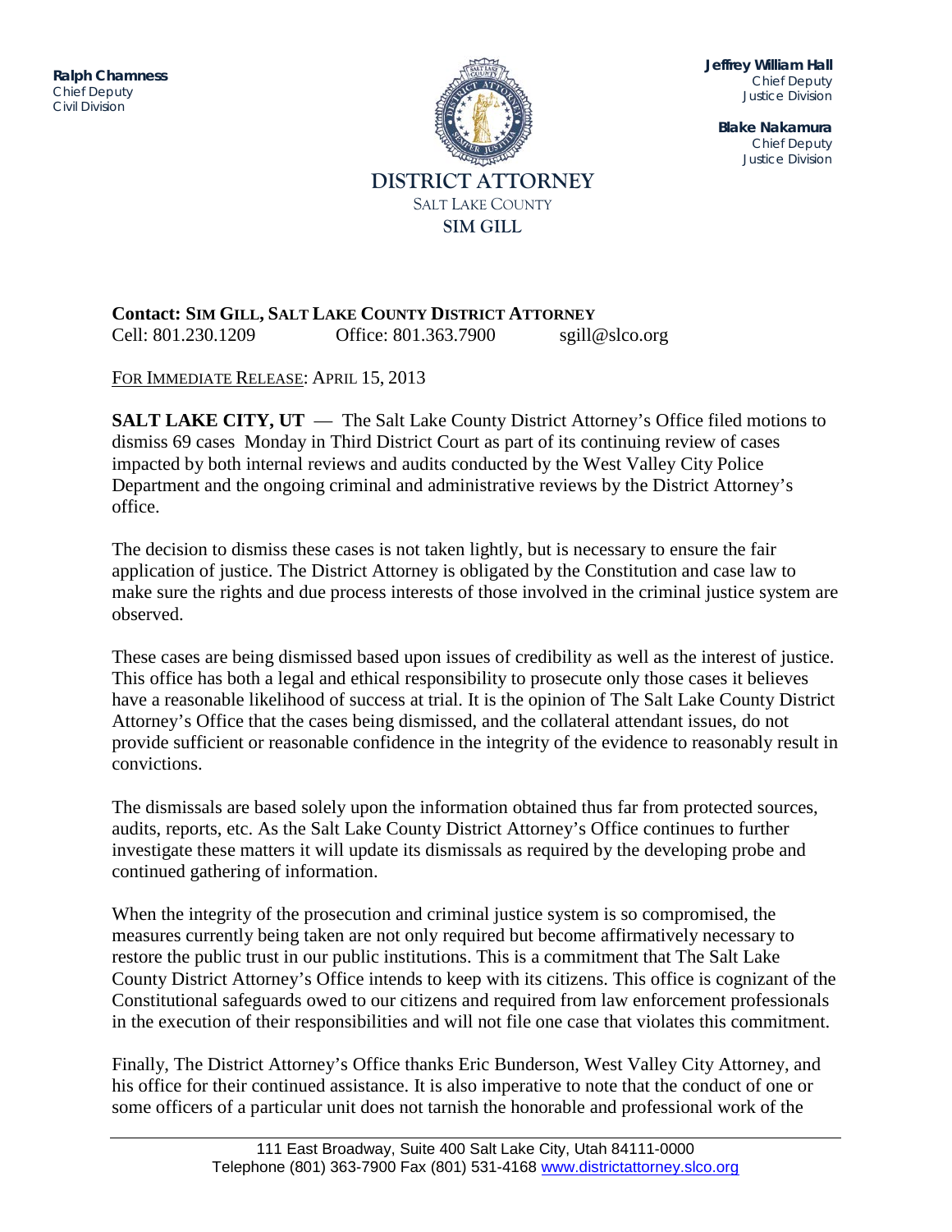**Ralph Chamness**
Chief Deputy
Civil Division

**Jeffrey William Hall**
Chief Deputy
Justice Division

**Blake Nakamura**
Chief Deputy
Justice Division

**DISTRICT ATTORNEY**
SALT LAKE COUNTY
**SIM GILL**

**Contact: SIM GILL, SALT LAKE COUNTY DISTRICT ATTORNEY**
Cell: 801.230.1209 Office: 801.363.7900 sgill@slco.org

FOR IMMEDIATE RELEASE: APRIL 15, 2013

**SALT LAKE CITY, UT** — The Salt Lake County District Attorney's Office filed motions to dismiss 69 cases Monday in Third District Court as part of its continuing review of cases impacted by both internal reviews and audits conducted by the West Valley City Police Department and the ongoing criminal and administrative reviews by the District Attorney's office.

The decision to dismiss these cases is not taken lightly, but is necessary to ensure the fair application of justice. The District Attorney is obligated by the Constitution and case law to make sure the rights and due process interests of those involved in the criminal justice system are observed.

These cases are being dismissed based upon issues of credibility as well as the interest of justice. This office has both a legal and ethical responsibility to prosecute only those cases it believes have a reasonable likelihood of success at trial. It is the opinion of The Salt Lake County District Attorney's Office that the cases being dismissed, and the collateral attendant issues, do not provide sufficient or reasonable confidence in the integrity of the evidence to reasonably result in convictions.

The dismissals are based solely upon the information obtained thus far from protected sources, audits, reports, etc. As the Salt Lake County District Attorney's Office continues to further investigate these matters it will update its dismissals as required by the developing probe and continued gathering of information.

When the integrity of the prosecution and criminal justice system is so compromised, the measures currently being taken are not only required but become affirmatively necessary to restore the public trust in our public institutions. This is a commitment that The Salt Lake County District Attorney's Office intends to keep with its citizens. This office is cognizant of the Constitutional safeguards owed to our citizens and required from law enforcement professionals in the execution of their responsibilities and will not file one case that violates this commitment.

Finally, The District Attorney's Office thanks Eric Bunderson, West Valley City Attorney, and his office for their continued assistance. It is also imperative to note that the conduct of one or some officers of a particular unit does not tarnish the honorable and professional work of the

111 East Broadway, Suite 400 Salt Lake City, Utah 84111-0000
Telephone (801) 363-7900 Fax (801) 531-4168 www.districtattorney.slco.org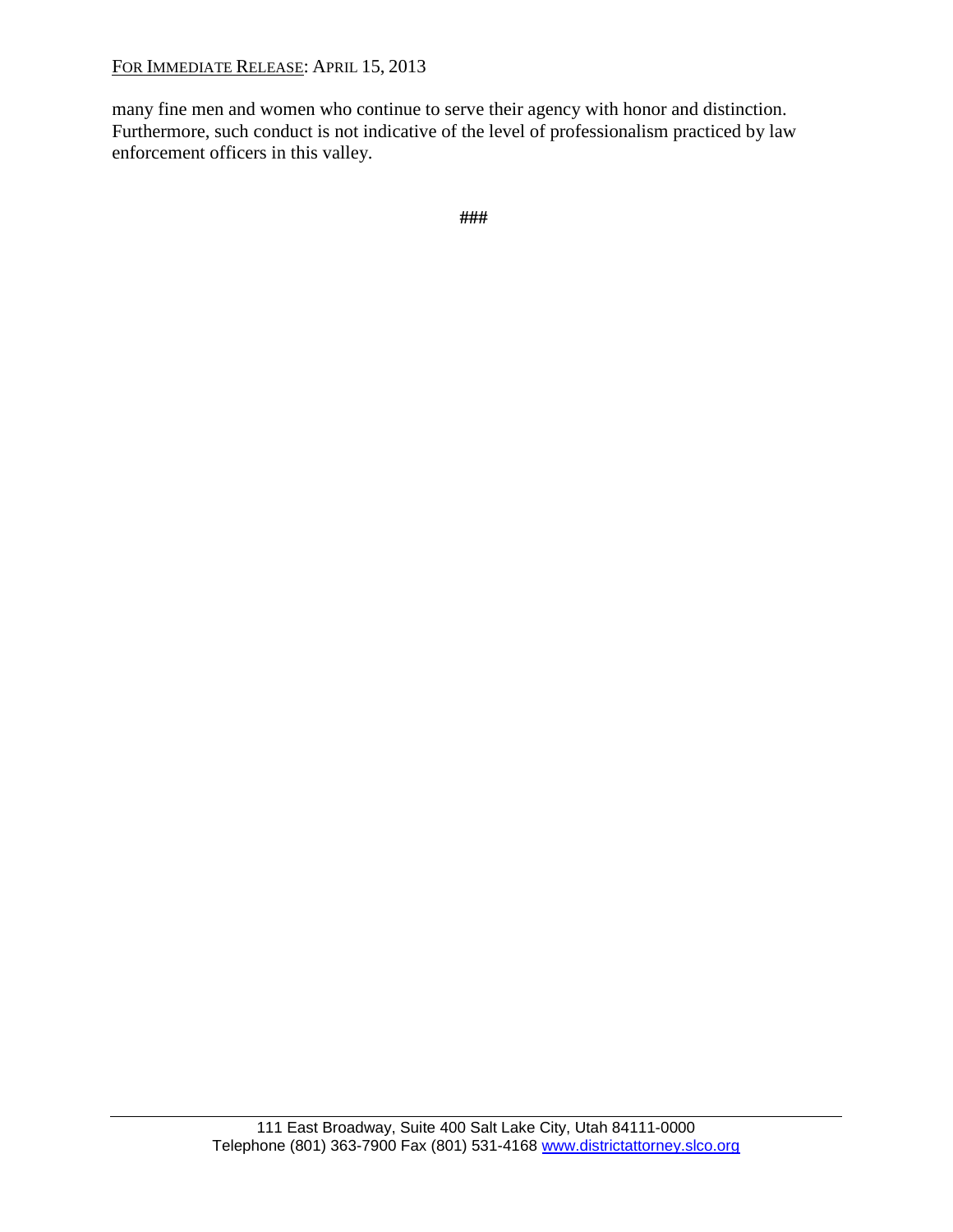many fine men and women who continue to serve their agency with honor and distinction. Furthermore, such conduct is not indicative of the level of professionalism practiced by law enforcement officers in this valley.

###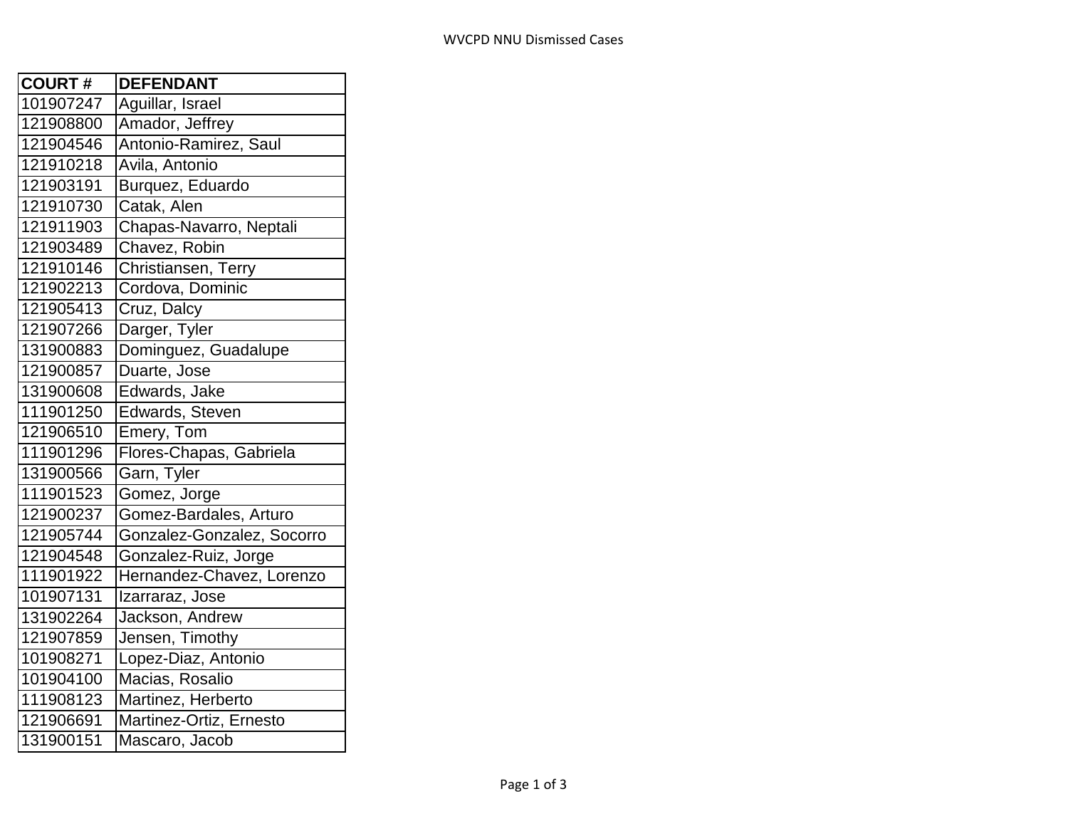| COURT # | DEFENDANT |
|---|---|
| 101907247 | Aguillar, Israel |
| 121908800 | Amador, Jeffrey |
| 121904546 | Antonio-Ramirez, Saul |
| 121910218 | Avila, Antonio |
| 121903191 | Burquez, Eduardo |
| 121910730 | Catak, Alen |
| 121911903 | Chapas-Navarro, Neptali |
| 121903489 | Chavez, Robin |
| 121910146 | Christiansen, Terry |
| 121902213 | Cordova, Dominic |
| 121905413 | Cruz, Dalcy |
| 121907266 | Darger, Tyler |
| 131900883 | Dominguez, Guadalupe |
| 121900857 | Duarte, Jose |
| 131900608 | Edwards, Jake |
| 111901250 | Edwards, Steven |
| 121906510 | Emery, Tom |
| 111901296 | Flores-Chapas, Gabriela |
| 131900566 | Garn, Tyler |
| 111901523 | Gomez, Jorge |
| 121900237 | Gomez-Bardales, Arturo |
| 121905744 | Gonzalez-Gonzalez, Socorro |
| 121904548 | Gonzalez-Ruiz, Jorge |
| 111901922 | Hernandez-Chavez, Lorenzo |
| 101907131 | Izarraraz, Jose |
| 131902264 | Jackson, Andrew |
| 121907859 | Jensen, Timothy |
| 101908271 | Lopez-Diaz, Antonio |
| 101904100 | Macias, Rosalio |
| 111908123 | Martinez, Herberto |
| 121906691 | Martinez-Ortiz, Ernesto |
| 131900151 | Mascaro, Jacob |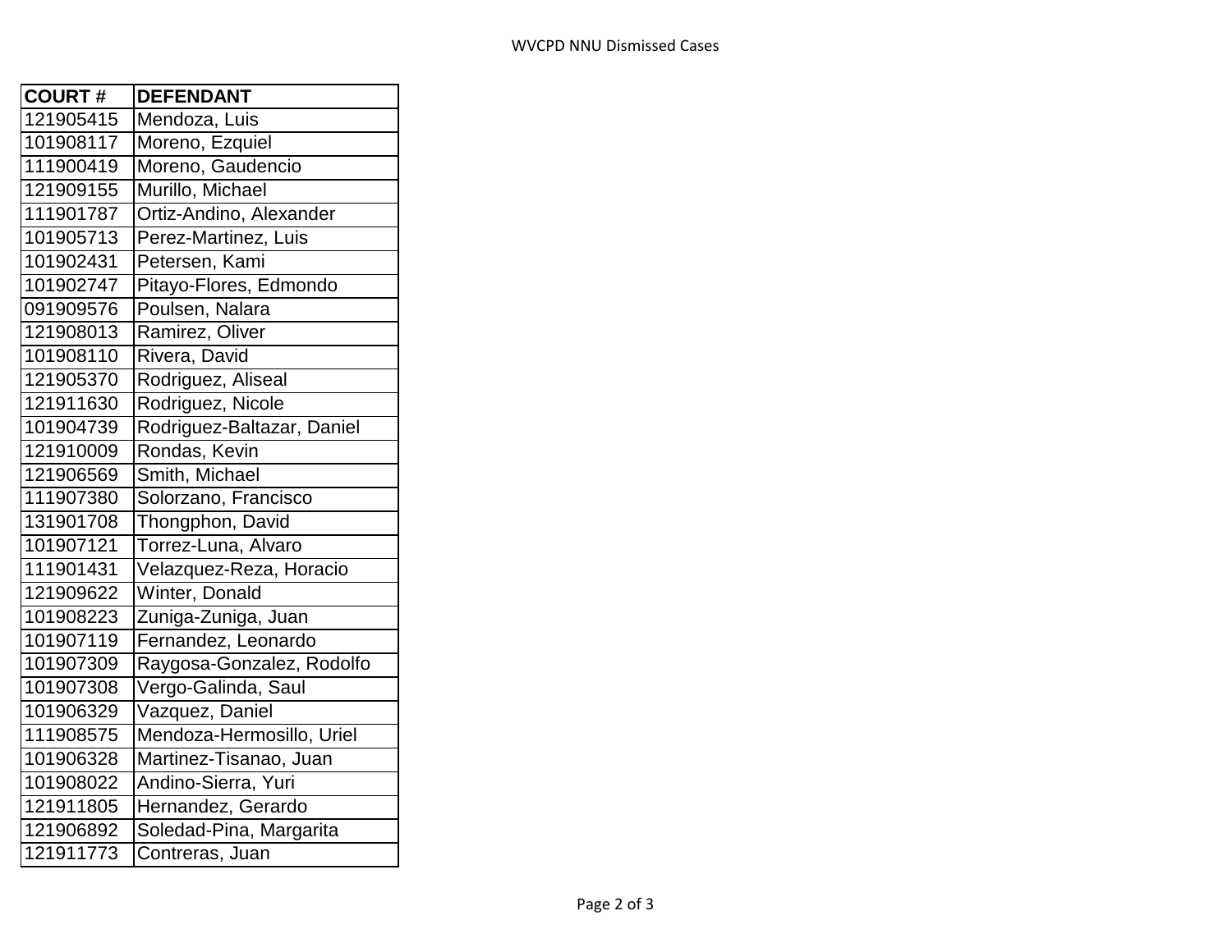| COURT # | DEFENDANT |
| --- | --- |
| 121905415 | Mendoza, Luis |
| 101908117 | Moreno, Ezquiel |
| 111900419 | Moreno, Gaudencio |
| 121909155 | Murillo, Michael |
| 111901787 | Ortiz-Andino, Alexander |
| 101905713 | Perez-Martinez, Luis |
| 101902431 | Petersen, Kami |
| 101902747 | Pitayo-Flores, Edmondo |
| 091909576 | Poulsen, Nalara |
| 121908013 | Ramirez, Oliver |
| 101908110 | Rivera, David |
| 121905370 | Rodriguez, Aliseal |
| 121911630 | Rodriguez, Nicole |
| 101904739 | Rodriguez-Baltazar, Daniel |
| 121910009 | Rondas, Kevin |
| 121906569 | Smith, Michael |
| 111907380 | Solorzano, Francisco |
| 131901708 | Thongphon, David |
| 101907121 | Torrez-Luna, Alvaro |
| 111901431 | Velazquez-Reza, Horacio |
| 121909622 | Winter, Donald |
| 101908223 | Zuniga-Zuniga, Juan |
| 101907119 | Fernandez, Leonardo |
| 101907309 | Raygosa-Gonzalez, Rodolfo |
| 101907308 | Vergo-Galinda, Saul |
| 101906329 | Vazquez, Daniel |
| 111908575 | Mendoza-Hermosillo, Uriel |
| 101906328 | Martinez-Tisanao, Juan |
| 101908022 | Andino-Sierra, Yuri |
| 121911805 | Hernandez, Gerardo |
| 121906892 | Soledad-Pina, Margarita |
| 121911773 | Contreras, Juan |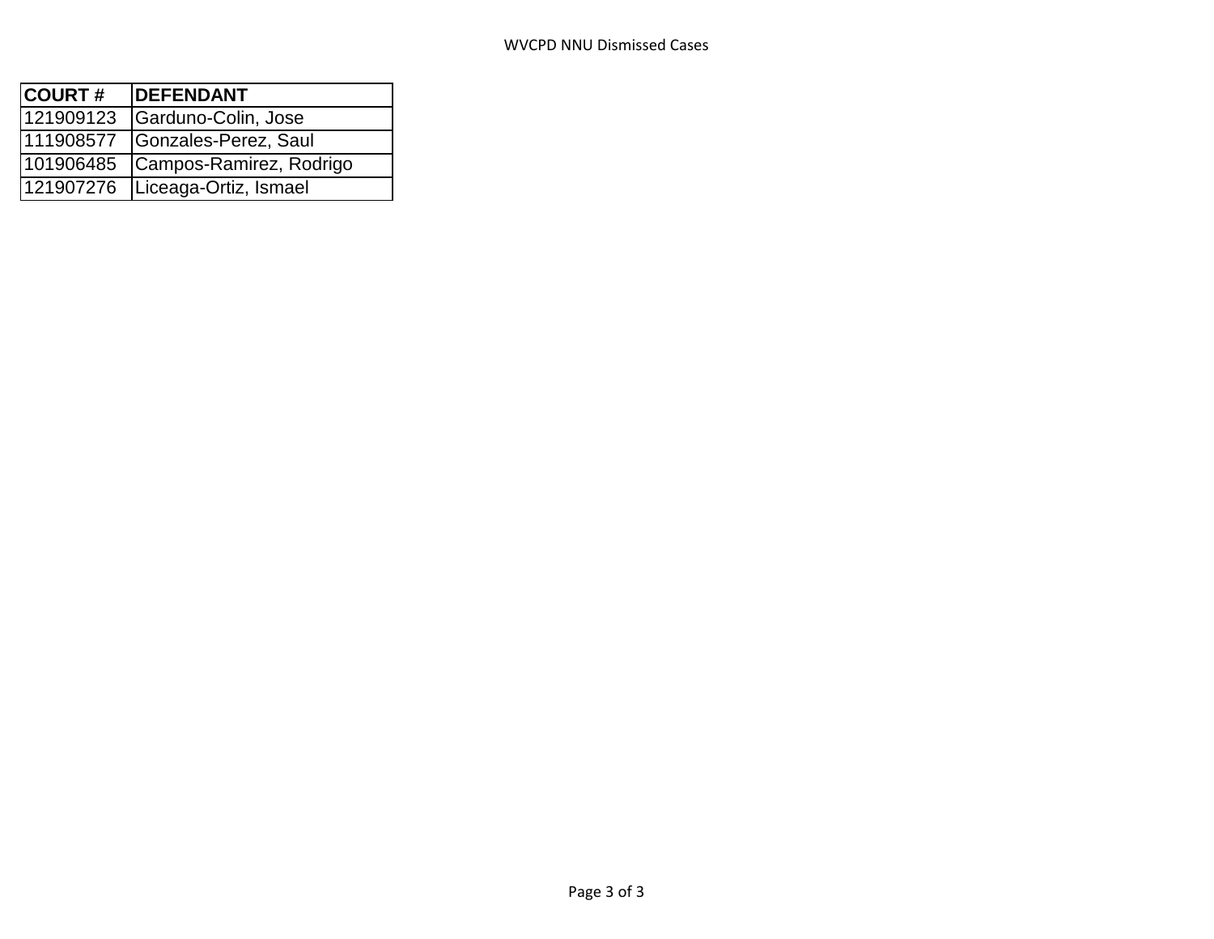| COURT # | DEFENDANT |
| --- | --- |
| 121909123 | Garduno-Colin, Jose |
| 111908577 | Gonzales-Perez, Saul |
| 101906485 | Campos-Ramirez, Rodrigo |
| 121907276 | Liceaga-Ortiz, Ismael |